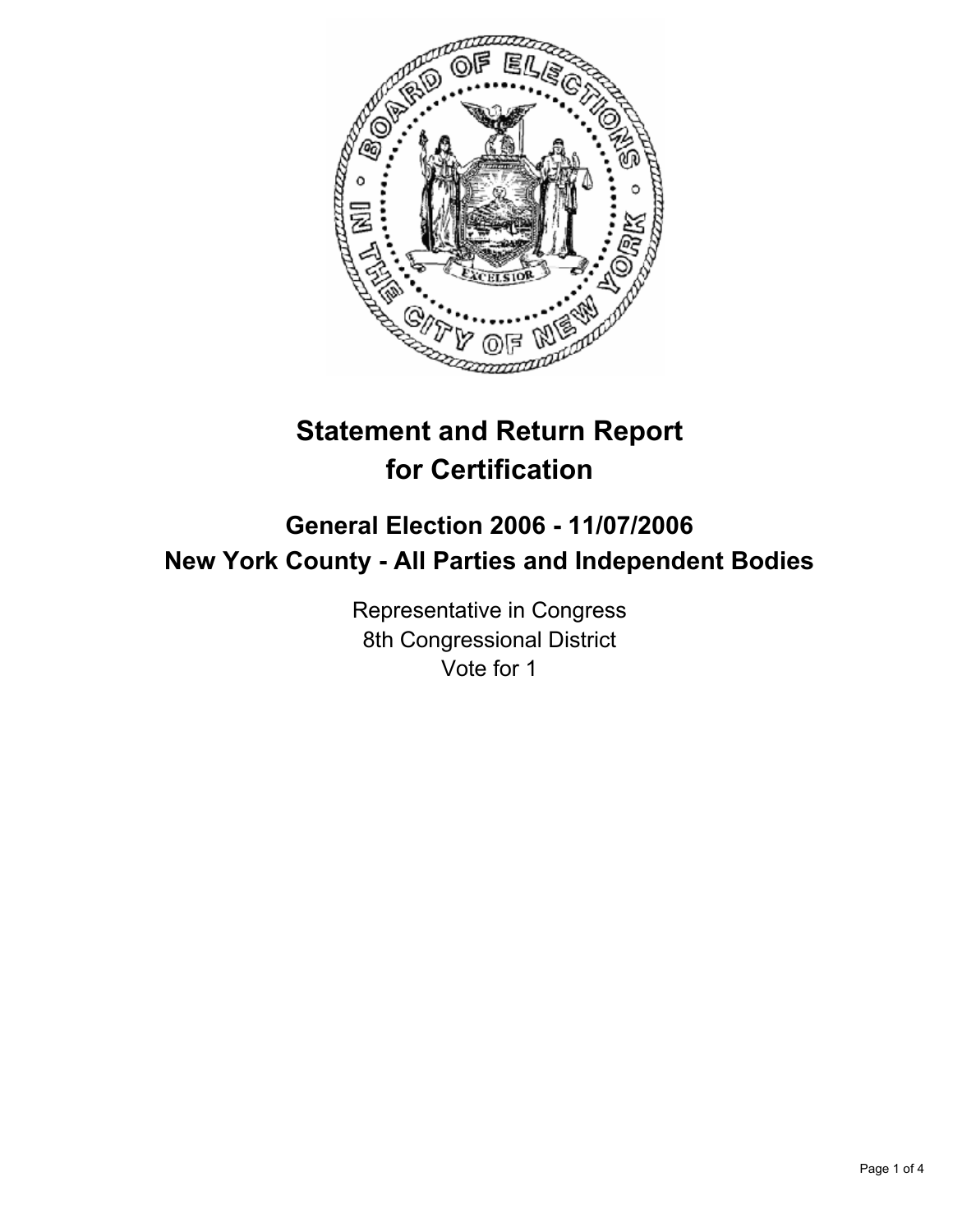# Statement and Return Report for Certification

## General Election 2006 - 11/07/2006
## New York County - All Parties and Independent Bodies

Representative in Congress
8th Congressional District
Vote for 1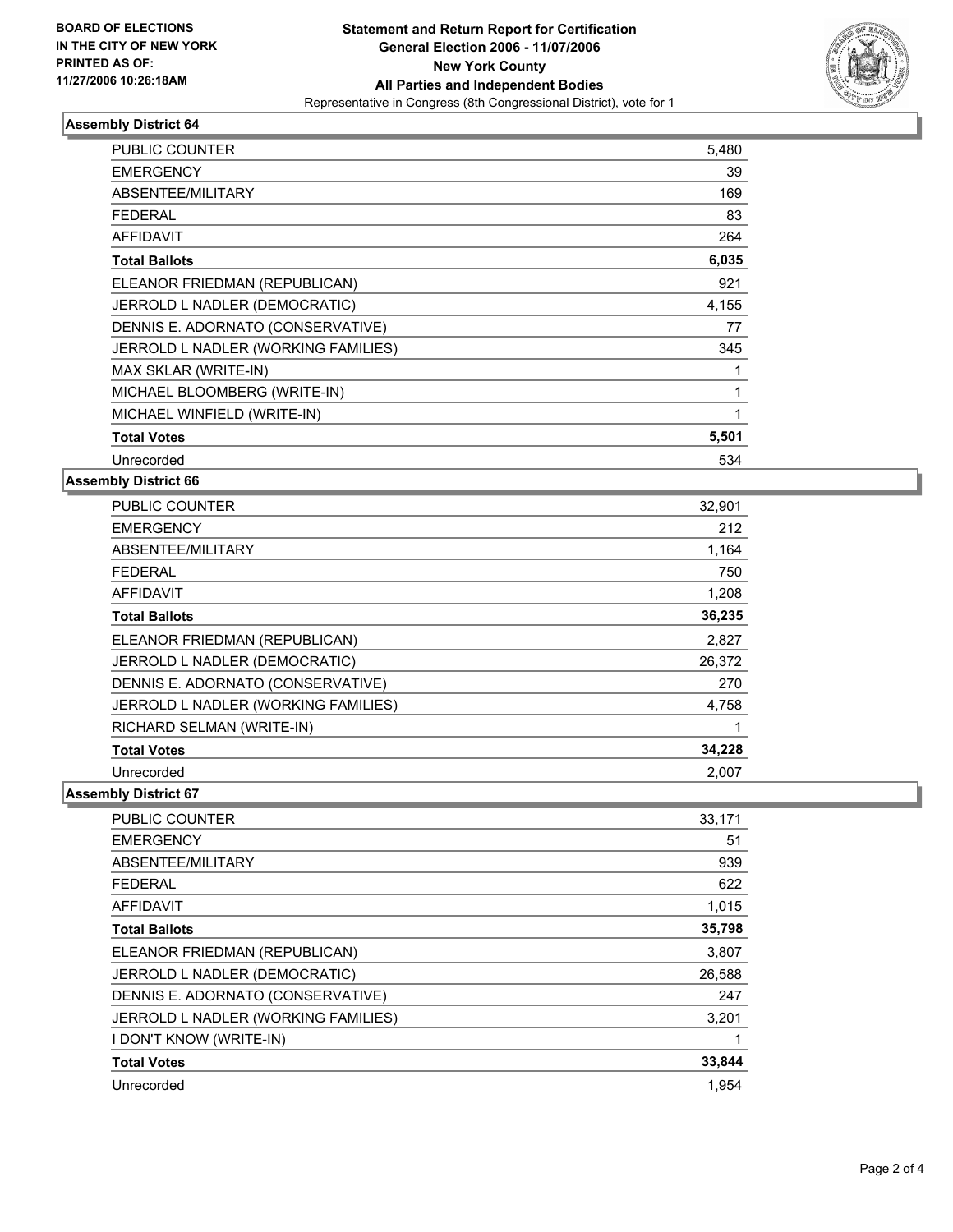**BOARD OF ELECTIONS**
**IN THE CITY OF NEW YORK**
**PRINTED AS OF:**
**11/27/2006 10:26:18AM**

# Statement and Return Report for Certification
## General Election 2006 - 11/07/2006
## New York County
## All Parties and Independent Bodies
Representative in Congress (8th Congressional District), vote for 1

### Assembly District 64

| | |
|---|---|
| PUBLIC COUNTER | 5,480 |
| EMERGENCY | 39 |
| ABSENTEE/MILITARY | 169 |
| FEDERAL | 83 |
| AFFIDAVIT | 264 |
| **Total Ballots** | **6,035** |
| ELEANOR FRIEDMAN (REPUBLICAN) | 921 |
| JERROLD L NADLER (DEMOCRATIC) | 4,155 |
| DENNIS E. ADORNATO (CONSERVATIVE) | 77 |
| JERROLD L NADLER (WORKING FAMILIES) | 345 |
| MAX SKLAR (WRITE-IN) | 1 |
| MICHAEL BLOOMBERG (WRITE-IN) | 1 |
| MICHAEL WINFIELD (WRITE-IN) | 1 |
| **Total Votes** | **5,501** |
| Unrecorded | 534 |

### Assembly District 66

| | |
|---|---|
| PUBLIC COUNTER | 32,901 |
| EMERGENCY | 212 |
| ABSENTEE/MILITARY | 1,164 |
| FEDERAL | 750 |
| AFFIDAVIT | 1,208 |
| **Total Ballots** | **36,235** |
| ELEANOR FRIEDMAN (REPUBLICAN) | 2,827 |
| JERROLD L NADLER (DEMOCRATIC) | 26,372 |
| DENNIS E. ADORNATO (CONSERVATIVE) | 270 |
| JERROLD L NADLER (WORKING FAMILIES) | 4,758 |
| RICHARD SELMAN (WRITE-IN) | 1 |
| **Total Votes** | **34,228** |
| Unrecorded | 2,007 |

### Assembly District 67

| | |
|---|---|
| PUBLIC COUNTER | 33,171 |
| EMERGENCY | 51 |
| ABSENTEE/MILITARY | 939 |
| FEDERAL | 622 |
| AFFIDAVIT | 1,015 |
| **Total Ballots** | **35,798** |
| ELEANOR FRIEDMAN (REPUBLICAN) | 3,807 |
| JERROLD L NADLER (DEMOCRATIC) | 26,588 |
| DENNIS E. ADORNATO (CONSERVATIVE) | 247 |
| JERROLD L NADLER (WORKING FAMILIES) | 3,201 |
| I DON'T KNOW (WRITE-IN) | 1 |
| **Total Votes** | **33,844** |
| Unrecorded | 1,954 |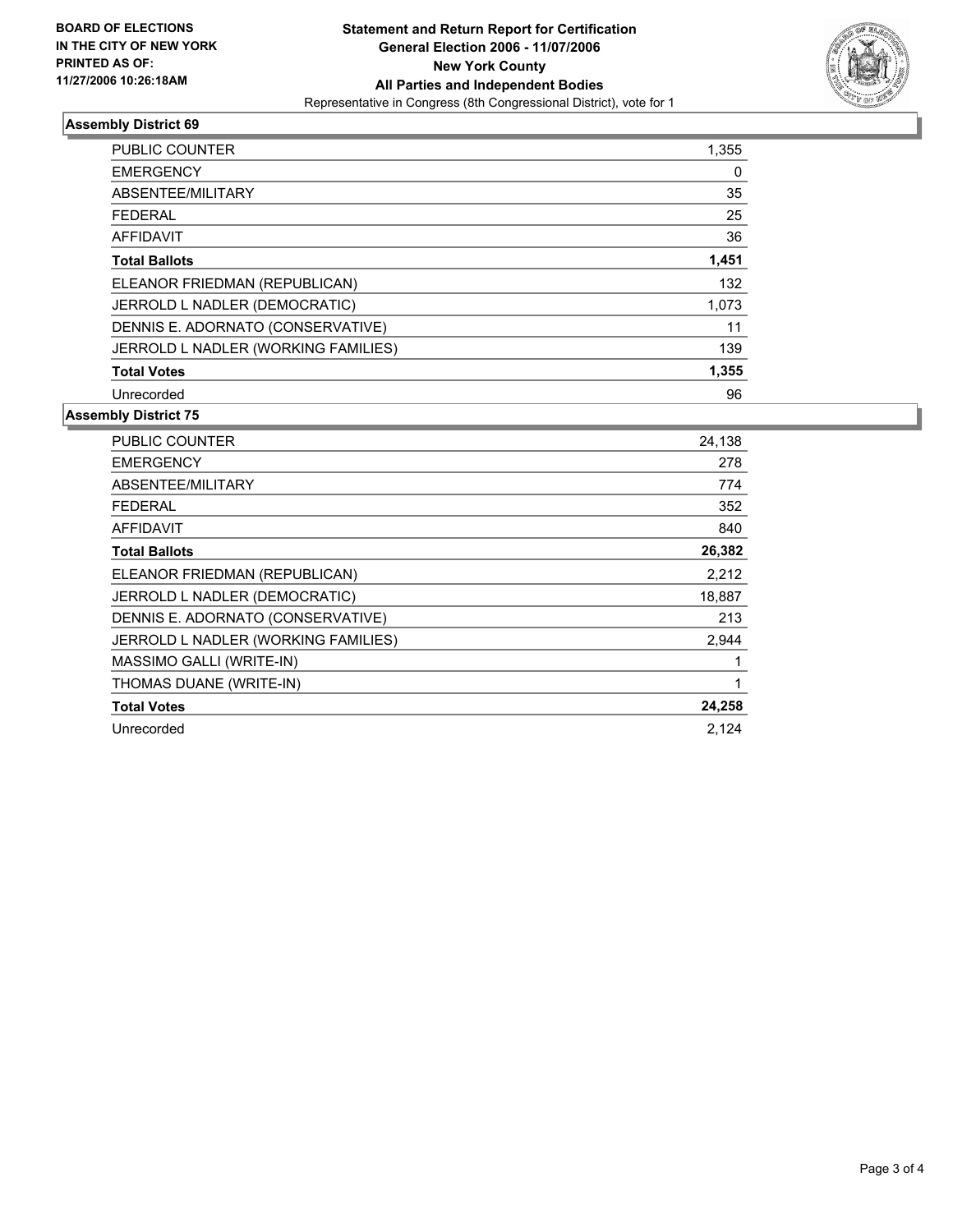**BOARD OF ELECTIONS IN THE CITY OF NEW YORK PRINTED AS OF: 11/27/2006 10:26:18AM**

# Statement and Return Report for Certification
## General Election 2006 - 11/07/2006
## New York County
## All Parties and Independent Bodies

Representative in Congress (8th Congressional District), vote for 1

### Assembly District 69

| | |
|---|---|
| PUBLIC COUNTER | 1,355 |
| EMERGENCY | 0 |
| ABSENTEE/MILITARY | 35 |
| FEDERAL | 25 |
| AFFIDAVIT | 36 |
| **Total Ballots** | **1,451** |
| ELEANOR FRIEDMAN (REPUBLICAN) | 132 |
| JERROLD L NADLER (DEMOCRATIC) | 1,073 |
| DENNIS E. ADORNATO (CONSERVATIVE) | 11 |
| JERROLD L NADLER (WORKING FAMILIES) | 139 |
| **Total Votes** | **1,355** |
| Unrecorded | 96 |

### Assembly District 75

| | |
|---|---|
| PUBLIC COUNTER | 24,138 |
| EMERGENCY | 278 |
| ABSENTEE/MILITARY | 774 |
| FEDERAL | 352 |
| AFFIDAVIT | 840 |
| **Total Ballots** | **26,382** |
| ELEANOR FRIEDMAN (REPUBLICAN) | 2,212 |
| JERROLD L NADLER (DEMOCRATIC) | 18,887 |
| DENNIS E. ADORNATO (CONSERVATIVE) | 213 |
| JERROLD L NADLER (WORKING FAMILIES) | 2,944 |
| MASSIMO GALLI (WRITE-IN) | 1 |
| THOMAS DUANE (WRITE-IN) | 1 |
| **Total Votes** | **24,258** |
| Unrecorded | 2,124 |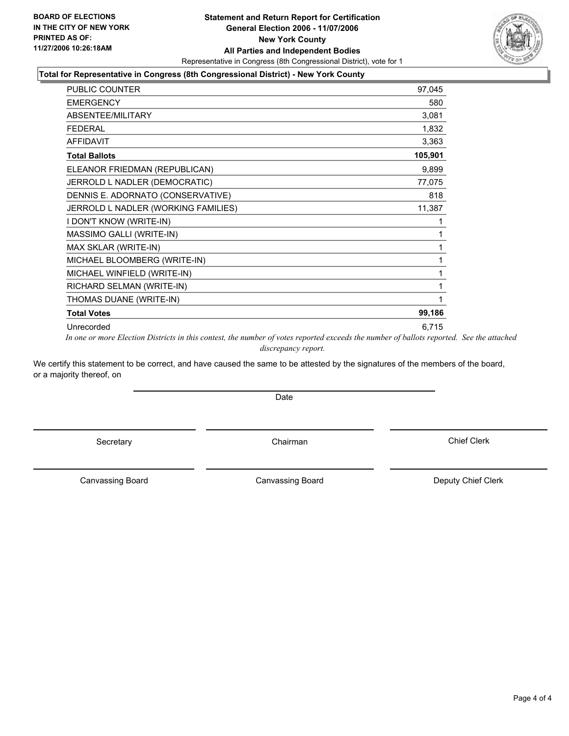**BOARD OF ELECTIONS IN THE CITY OF NEW YORK PRINTED AS OF: 11/27/2006 10:26:18AM**

**Statement and Return Report for Certification**
**General Election 2006 - 11/07/2006**
**New York County**
**All Parties and Independent Bodies**
Representative in Congress (8th Congressional District), vote for 1

**Total for Representative in Congress (8th Congressional District) - New York County**

| | |
|---|---|
| PUBLIC COUNTER | 97,045 |
| EMERGENCY | 580 |
| ABSENTEE/MILITARY | 3,081 |
| FEDERAL | 1,832 |
| AFFIDAVIT | 3,363 |
| **Total Ballots** | **105,901** |
| ELEANOR FRIEDMAN (REPUBLICAN) | 9,899 |
| JERROLD L NADLER (DEMOCRATIC) | 77,075 |
| DENNIS E. ADORNATO (CONSERVATIVE) | 818 |
| JERROLD L NADLER (WORKING FAMILIES) | 11,387 |
| I DON'T KNOW (WRITE-IN) | 1 |
| MASSIMO GALLI (WRITE-IN) | 1 |
| MAX SKLAR (WRITE-IN) | 1 |
| MICHAEL BLOOMBERG (WRITE-IN) | 1 |
| MICHAEL WINFIELD (WRITE-IN) | 1 |
| RICHARD SELMAN (WRITE-IN) | 1 |
| THOMAS DUANE (WRITE-IN) | 1 |
| **Total Votes** | **99,186** |
| Unrecorded | 6,715 |

*In one or more Election Districts in this contest, the number of votes reported exceeds the number of ballots reported. See the attached discrepancy report.*

We certify this statement to be correct, and have caused the same to be attested by the signatures of the members of the board, or a majority thereof, on

Date

| | | |
|---|---|---|
| Secretary | Chairman | Chief Clerk |
| Canvassing Board | Canvassing Board | Deputy Chief Clerk |